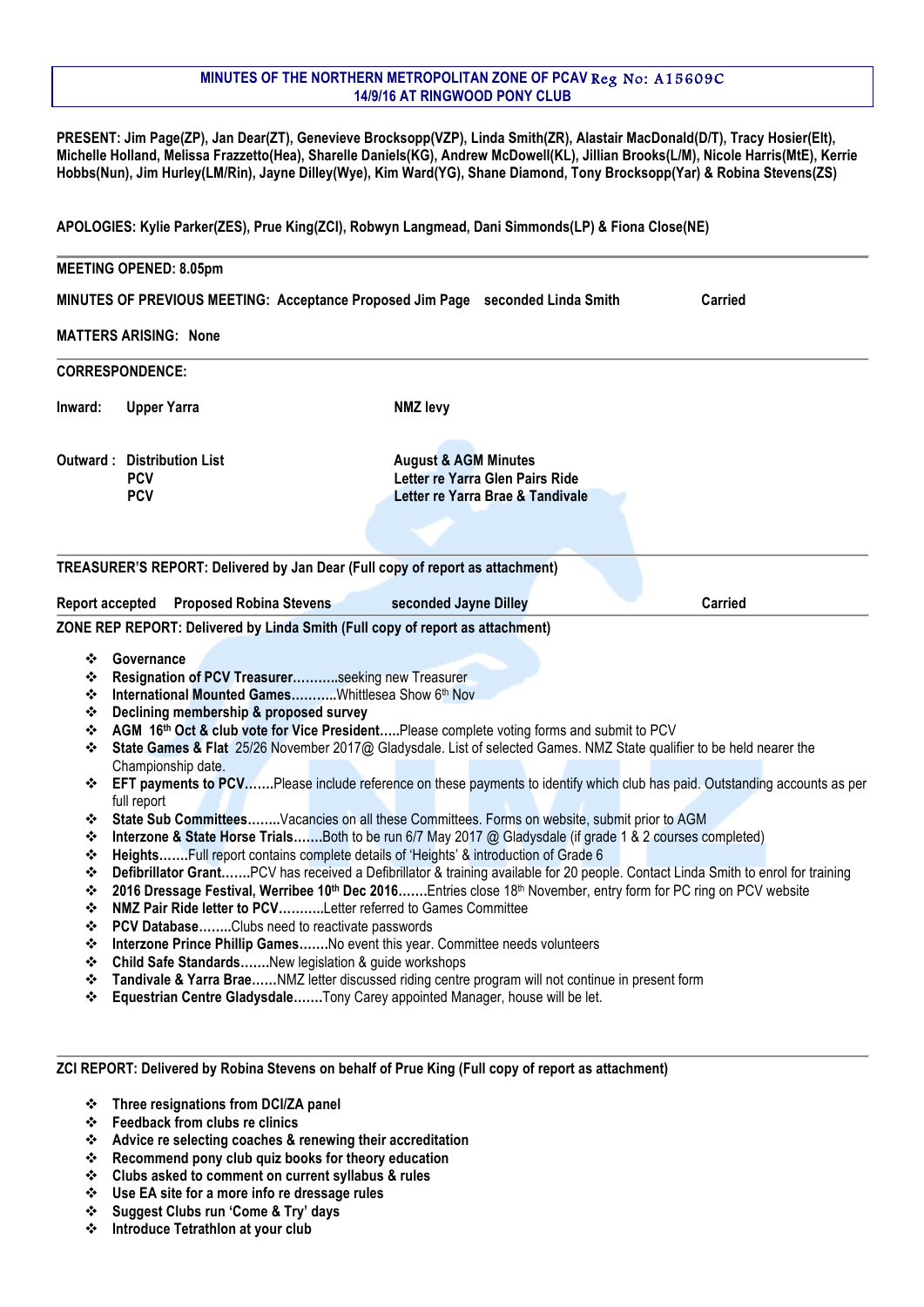**MINUTES OF THE NORTHERN METROPOLITAN ZONE OF PCAV Reg No: A15609C**
**14/9/16 AT RINGWOOD PONY CLUB**

**PRESENT: Jim Page(ZP), Jan Dear(ZT), Genevieve Brocksopp(VZP), Linda Smith(ZR), Alastair MacDonald(D/T), Tracy Hosier(Elt), Michelle Holland, Melissa Frazzetto(Hea), Sharelle Daniels(KG), Andrew McDowell(KL), Jillian Brooks(L/M), Nicole Harris(MtE), Kerrie Hobbs(Nun), Jim Hurley(LM/Rin), Jayne Dilley(Wye), Kim Ward(YG), Shane Diamond, Tony Brocksopp(Yar) & Robina Stevens(ZS)**

**APOLOGIES: Kylie Parker(ZES), Prue King(ZCI), Robwyn Langmead, Dani Simmonds(LP) & Fiona Close(NE)**

**MEETING OPENED: 8.05pm**

**MINUTES OF PREVIOUS MEETING: Acceptance Proposed Jim Page seconded Linda Smith Carried**

**MATTERS ARISING: None**

**CORRESPONDENCE:**

| | | |
|---|---|---|
| **Inward:** | **Upper Yarra** | **NMZ levy** |
| **Outward :** | **Distribution List** | **August & AGM Minutes** |
| | **PCV** | **Letter re Yarra Glen Pairs Ride** |
| | **PCV** | **Letter re Yarra Brae & Tandivale** |

**TREASURER'S REPORT: Delivered by Jan Dear (Full copy of report as attachment)**

**Report accepted Proposed Robina Stevens seconded Jayne Dilley Carried**

**ZONE REP REPORT: Delivered by Linda Smith (Full copy of report as attachment)**

- **Governance**
- **Resignation of PCV Treasurer**……….seeking new Treasurer
- **International Mounted Games**……….Whittlesea Show 6th Nov
- **Declining membership & proposed survey**
- **AGM 16th Oct & club vote for Vice President**…..Please complete voting forms and submit to PCV
- **State Games & Flat** 25/26 November 2017@ Gladysdale. List of selected Games. NMZ State qualifier to be held nearer the Championship date.
- **EFT payments to PCV**…….Please include reference on these payments to identify which club has paid. Outstanding accounts as per full report
- **State Sub Committees**……..Vacancies on all these Committees. Forms on website, submit prior to AGM
- **Interzone & State Horse Trials**…….Both to be run 6/7 May 2017 @ Gladysdale (if grade 1 & 2 courses completed)
- **Heights**…….Full report contains complete details of 'Heights' & introduction of Grade 6
- **Defibrillator Grant**…….PCV has received a Defibrillator & training available for 20 people. Contact Linda Smith to enrol for training
- **2016 Dressage Festival, Werribee 10th Dec 2016**…….Entries close 18th November, entry form for PC ring on PCV website
- **NMZ Pair Ride letter to PCV**……….Letter referred to Games Committee
- **PCV Database**……..Clubs need to reactivate passwords
- **Interzone Prince Phillip Games**…….No event this year. Committee needs volunteers
- **Child Safe Standards**…….New legislation & guide workshops
- **Tandivale & Yarra Brae**……NMZ letter discussed riding centre program will not continue in present form
- **Equestrian Centre Gladysdale**…….Tony Carey appointed Manager, house will be let.

**ZCI REPORT: Delivered by Robina Stevens on behalf of Prue King (Full copy of report as attachment)**

- **Three resignations from DCI/ZA panel**
- **Feedback from clubs re clinics**
- **Advice re selecting coaches & renewing their accreditation**
- **Recommend pony club quiz books for theory education**
- **Clubs asked to comment on current syllabus & rules**
- **Use EA site for a more info re dressage rules**
- **Suggest Clubs run 'Come & Try' days**
- **Introduce Tetrathlon at your club**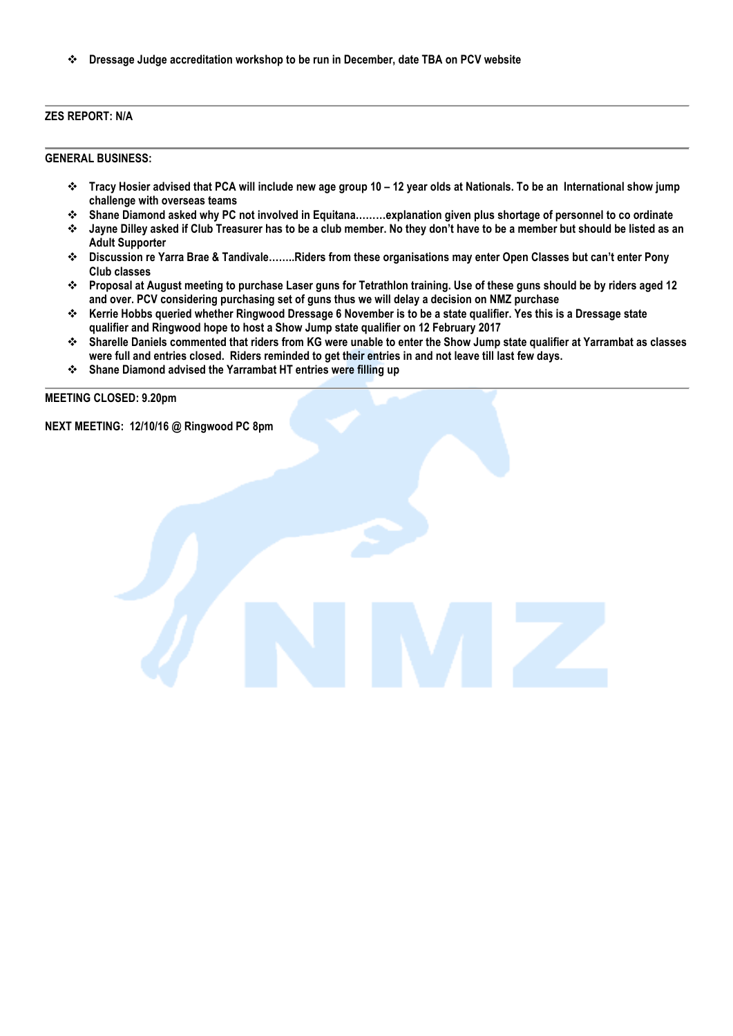- **Dressage Judge accreditation workshop to be run in December, date TBA on PCV website**

---

**ZES REPORT: N/A**

---

**GENERAL BUSINESS:**

- **Tracy Hosier advised that PCA will include new age group 10 – 12 year olds at Nationals. To be an International show jump challenge with overseas teams**
- **Shane Diamond asked why PC not involved in Equitana………explanation given plus shortage of personnel to co ordinate**
- **Jayne Dilley asked if Club Treasurer has to be a club member. No they don't have to be a member but should be listed as an Adult Supporter**
- **Discussion re Yarra Brae & Tandivale……..Riders from these organisations may enter Open Classes but can't enter Pony Club classes**
- **Proposal at August meeting to purchase Laser guns for Tetrathlon training. Use of these guns should be by riders aged 12 and over. PCV considering purchasing set of guns thus we will delay a decision on NMZ purchase**
- **Kerrie Hobbs queried whether Ringwood Dressage 6 November is to be a state qualifier. Yes this is a Dressage state qualifier and Ringwood hope to host a Show Jump state qualifier on 12 February 2017**
- **Sharelle Daniels commented that riders from KG were unable to enter the Show Jump state qualifier at Yarrambat as classes were full and entries closed. Riders reminded to get their entries in and not leave till last few days.**
- **Shane Diamond advised the Yarrambat HT entries were filling up**

---

**MEETING CLOSED: 9.20pm**

**NEXT MEETING: 12/10/16 @ Ringwood PC 8pm**